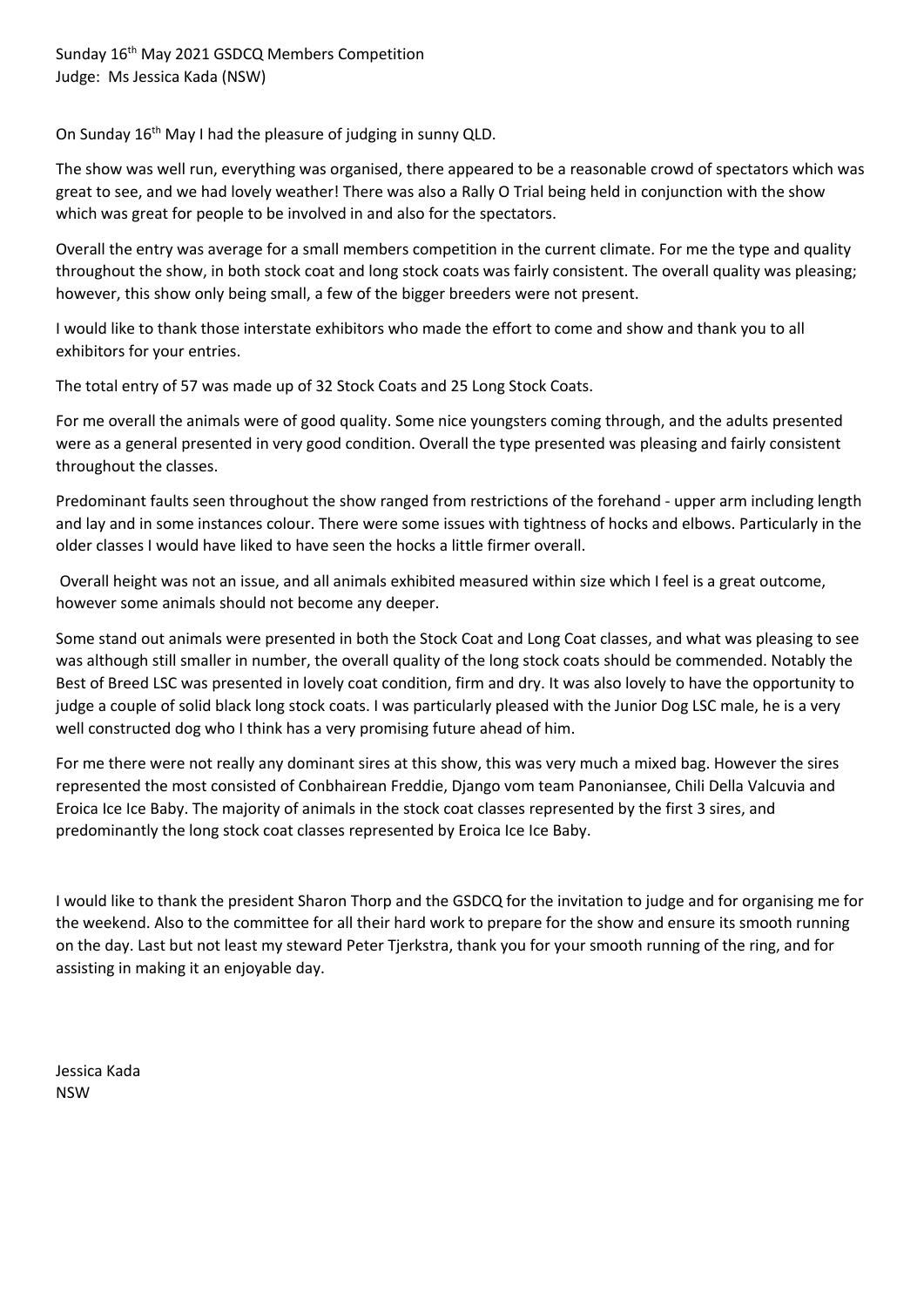Sunday 16th May 2021 GSDCQ Members Competition
Judge: Ms Jessica Kada (NSW)

On Sunday 16th May I had the pleasure of judging in sunny QLD.

The show was well run, everything was organised, there appeared to be a reasonable crowd of spectators which was great to see, and we had lovely weather! There was also a Rally O Trial being held in conjunction with the show which was great for people to be involved in and also for the spectators.

Overall the entry was average for a small members competition in the current climate. For me the type and quality throughout the show, in both stock coat and long stock coats was fairly consistent. The overall quality was pleasing; however, this show only being small, a few of the bigger breeders were not present.

I would like to thank those interstate exhibitors who made the effort to come and show and thank you to all exhibitors for your entries.

The total entry of 57 was made up of 32 Stock Coats and 25 Long Stock Coats.

For me overall the animals were of good quality. Some nice youngsters coming through, and the adults presented were as a general presented in very good condition. Overall the type presented was pleasing and fairly consistent throughout the classes.

Predominant faults seen throughout the show ranged from restrictions of the forehand - upper arm including length and lay and in some instances colour. There were some issues with tightness of hocks and elbows. Particularly in the older classes I would have liked to have seen the hocks a little firmer overall.

Overall height was not an issue, and all animals exhibited measured within size which I feel is a great outcome, however some animals should not become any deeper.

Some stand out animals were presented in both the Stock Coat and Long Coat classes, and what was pleasing to see was although still smaller in number, the overall quality of the long stock coats should be commended. Notably the Best of Breed LSC was presented in lovely coat condition, firm and dry. It was also lovely to have the opportunity to judge a couple of solid black long stock coats. I was particularly pleased with the Junior Dog LSC male, he is a very well constructed dog who I think has a very promising future ahead of him.

For me there were not really any dominant sires at this show, this was very much a mixed bag. However the sires represented the most consisted of Conbhairean Freddie, Django vom team Panoniansee, Chili Della Valcuvia and Eroica Ice Ice Baby. The majority of animals in the stock coat classes represented by the first 3 sires, and predominantly the long stock coat classes represented by Eroica Ice Ice Baby.

I would like to thank the president Sharon Thorp and the GSDCQ for the invitation to judge and for organising me for the weekend. Also to the committee for all their hard work to prepare for the show and ensure its smooth running on the day. Last but not least my steward Peter Tjerkstra, thank you for your smooth running of the ring, and for assisting in making it an enjoyable day.

Jessica Kada
NSW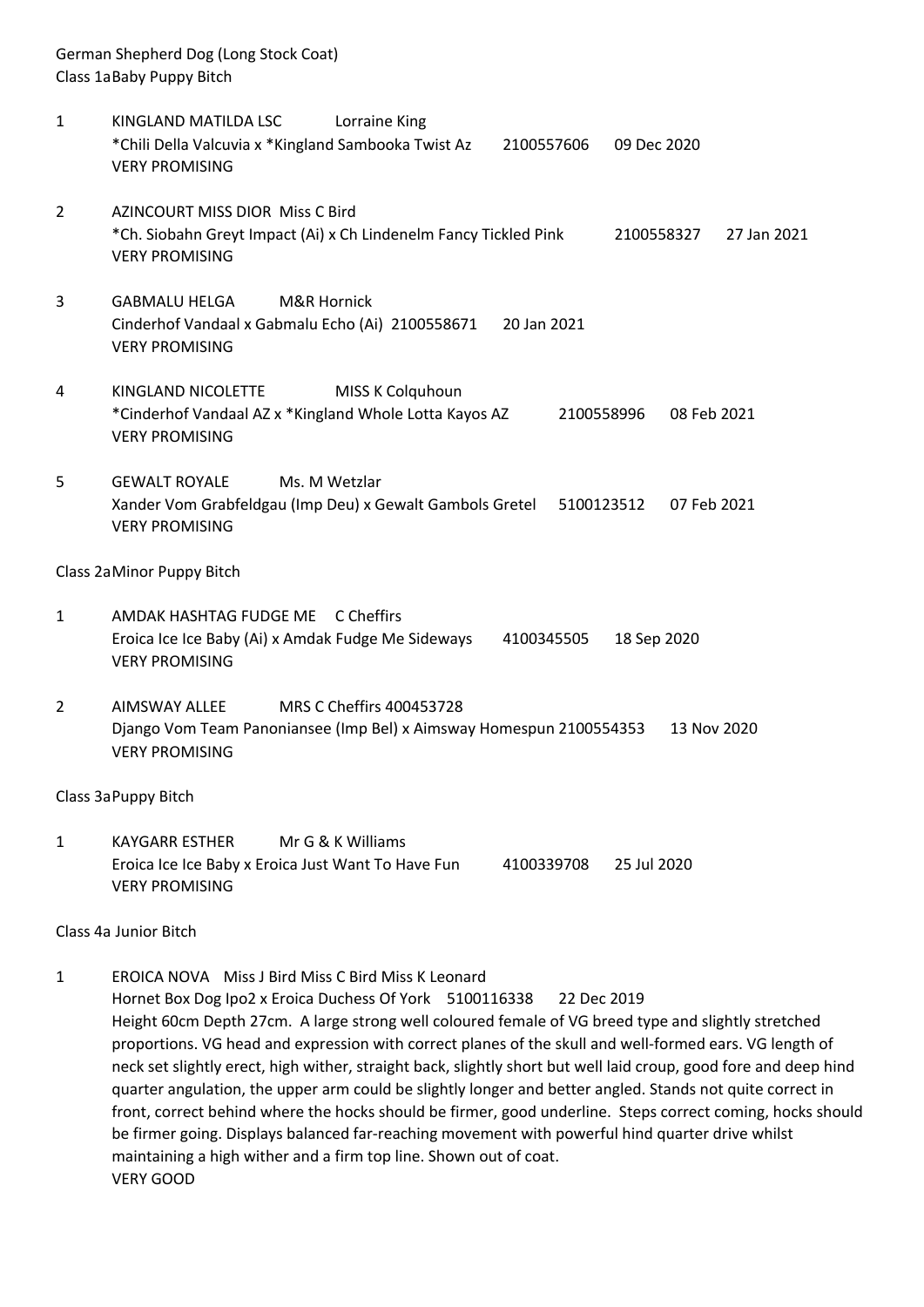German Shepherd Dog (Long Stock Coat)

Class 1aBaby Puppy Bitch

1 KINGLAND MATILDA LSC Lorraine King
*Chili Della Valcuvia x *Kingland Sambooka Twist Az 2100557606 09 Dec 2020
VERY PROMISING

2 AZINCOURT MISS DIOR Miss C Bird
*Ch. Siobahn Greyt Impact (Ai) x Ch Lindenelm Fancy Tickled Pink 2100558327 27 Jan 2021
VERY PROMISING

3 GABMALU HELGA M&R Hornick
Cinderhof Vandaal x Gabmalu Echo (Ai) 2100558671 20 Jan 2021
VERY PROMISING

4 KINGLAND NICOLETTE MISS K Colquhoun
*Cinderhof Vandaal AZ x *Kingland Whole Lotta Kayos AZ 2100558996 08 Feb 2021
VERY PROMISING

5 GEWALT ROYALE Ms. M Wetzlar
Xander Vom Grabfeldgau (Imp Deu) x Gewalt Gambols Gretel 5100123512 07 Feb 2021
VERY PROMISING

Class 2aMinor Puppy Bitch

1 AMDAK HASHTAG FUDGE ME C Cheffirs
Eroica Ice Ice Baby (Ai) x Amdak Fudge Me Sideways 4100345505 18 Sep 2020
VERY PROMISING

2 AIMSWAY ALLEE MRS C Cheffirs 400453728
Django Vom Team Panoniansee (Imp Bel) x Aimsway Homespun 2100554353 13 Nov 2020
VERY PROMISING

Class 3aPuppy Bitch

1 KAYGARR ESTHER Mr G & K Williams
Eroica Ice Ice Baby x Eroica Just Want To Have Fun 4100339708 25 Jul 2020
VERY PROMISING

Class 4a Junior Bitch

1 EROICA NOVA Miss J Bird Miss C Bird Miss K Leonard
Hornet Box Dog Ipo2 x Eroica Duchess Of York 5100116338 22 Dec 2019
Height 60cm Depth 27cm. A large strong well coloured female of VG breed type and slightly stretched proportions. VG head and expression with correct planes of the skull and well-formed ears. VG length of neck set slightly erect, high wither, straight back, slightly short but well laid croup, good fore and deep hind quarter angulation, the upper arm could be slightly longer and better angled. Stands not quite correct in front, correct behind where the hocks should be firmer, good underline. Steps correct coming, hocks should be firmer going. Displays balanced far-reaching movement with powerful hind quarter drive whilst maintaining a high wither and a firm top line. Shown out of coat.
VERY GOOD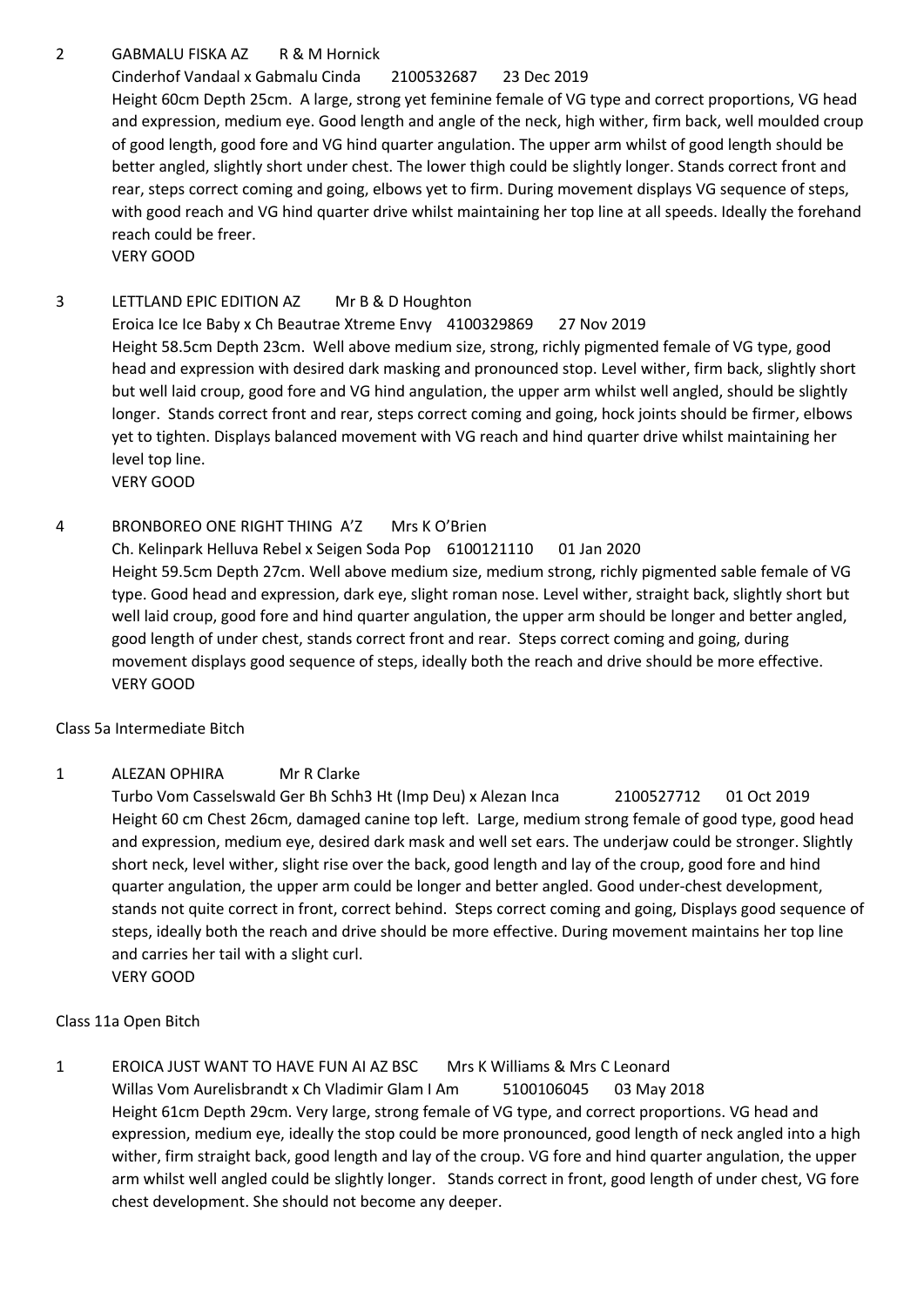2 GABMALU FISKA AZ R & M Hornick

Cinderhof Vandaal x Gabmalu Cinda 2100532687 23 Dec 2019

Height 60cm Depth 25cm. A large, strong yet feminine female of VG type and correct proportions, VG head and expression, medium eye. Good length and angle of the neck, high wither, firm back, well moulded croup of good length, good fore and VG hind quarter angulation. The upper arm whilst of good length should be better angled, slightly short under chest. The lower thigh could be slightly longer. Stands correct front and rear, steps correct coming and going, elbows yet to firm. During movement displays VG sequence of steps, with good reach and VG hind quarter drive whilst maintaining her top line at all speeds. Ideally the forehand reach could be freer.

VERY GOOD

3 LETTLAND EPIC EDITION AZ Mr B & D Houghton

Eroica Ice Ice Baby x Ch Beautrae Xtreme Envy 4100329869 27 Nov 2019

Height 58.5cm Depth 23cm. Well above medium size, strong, richly pigmented female of VG type, good head and expression with desired dark masking and pronounced stop. Level wither, firm back, slightly short but well laid croup, good fore and VG hind angulation, the upper arm whilst well angled, should be slightly longer. Stands correct front and rear, steps correct coming and going, hock joints should be firmer, elbows yet to tighten. Displays balanced movement with VG reach and hind quarter drive whilst maintaining her level top line.

VERY GOOD

4 BRONBOREO ONE RIGHT THING A'Z Mrs K O'Brien

Ch. Kelinpark Helluva Rebel x Seigen Soda Pop 6100121110 01 Jan 2020

Height 59.5cm Depth 27cm. Well above medium size, medium strong, richly pigmented sable female of VG type. Good head and expression, dark eye, slight roman nose. Level wither, straight back, slightly short but well laid croup, good fore and hind quarter angulation, the upper arm should be longer and better angled, good length of under chest, stands correct front and rear. Steps correct coming and going, during movement displays good sequence of steps, ideally both the reach and drive should be more effective.

VERY GOOD

Class 5a Intermediate Bitch

1 ALEZAN OPHIRA Mr R Clarke

Turbo Vom Casselswald Ger Bh Schh3 Ht (Imp Deu) x Alezan Inca 2100527712 01 Oct 2019

Height 60 cm Chest 26cm, damaged canine top left. Large, medium strong female of good type, good head and expression, medium eye, desired dark mask and well set ears. The underjaw could be stronger. Slightly short neck, level wither, slight rise over the back, good length and lay of the croup, good fore and hind quarter angulation, the upper arm could be longer and better angled. Good under-chest development, stands not quite correct in front, correct behind. Steps correct coming and going, Displays good sequence of steps, ideally both the reach and drive should be more effective. During movement maintains her top line and carries her tail with a slight curl.

VERY GOOD

Class 11a Open Bitch

1 EROICA JUST WANT TO HAVE FUN AI AZ BSC Mrs K Williams & Mrs C Leonard

Willas Vom Aurelisbrandt x Ch Vladimir Glam I Am 5100106045 03 May 2018

Height 61cm Depth 29cm. Very large, strong female of VG type, and correct proportions. VG head and expression, medium eye, ideally the stop could be more pronounced, good length of neck angled into a high wither, firm straight back, good length and lay of the croup. VG fore and hind quarter angulation, the upper arm whilst well angled could be slightly longer. Stands correct in front, good length of under chest, VG fore chest development. She should not become any deeper.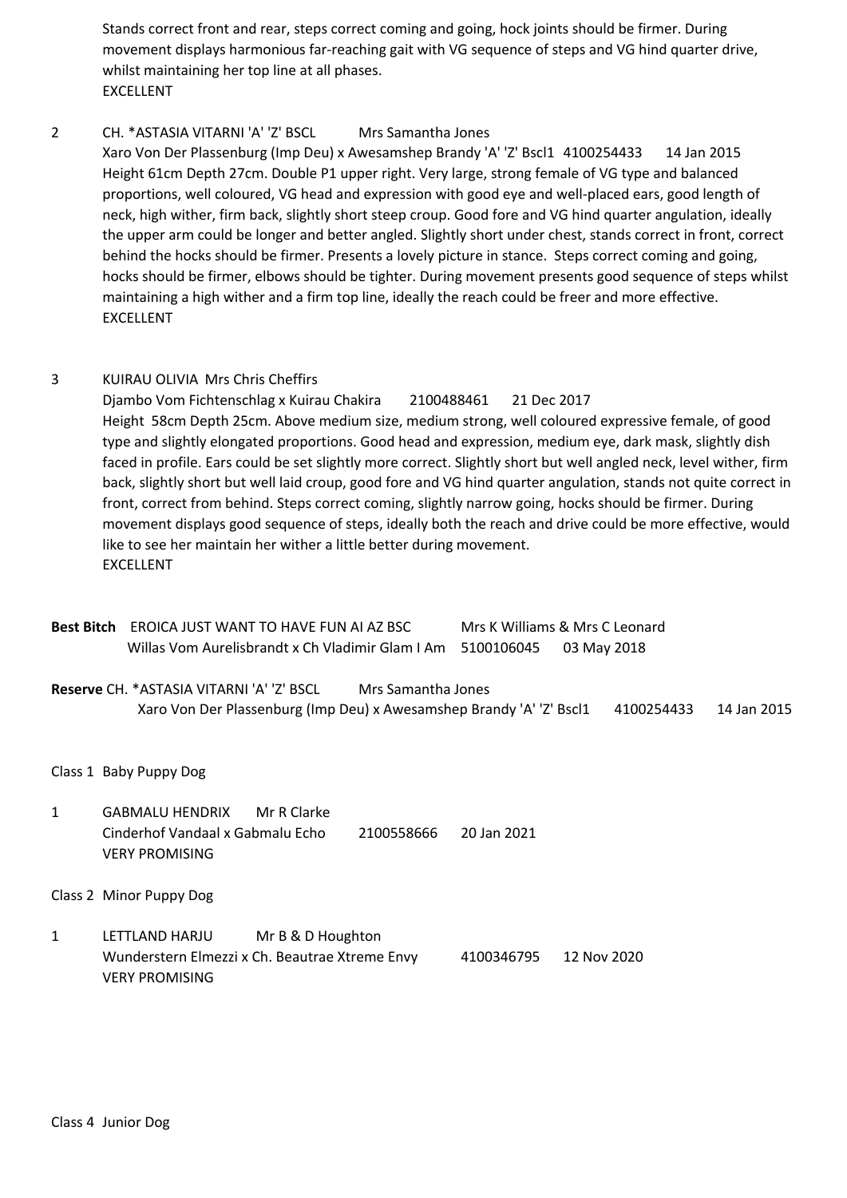Stands correct front and rear, steps correct coming and going, hock joints should be firmer. During movement displays harmonious far-reaching gait with VG sequence of steps and VG hind quarter drive, whilst maintaining her top line at all phases.
EXCELLENT

2 CH. *ASTASIA VITARNI 'A' 'Z' BSCL Mrs Samantha Jones
Xaro Von Der Plassenburg (Imp Deu) x Awesamshep Brandy 'A' 'Z' Bscl1 4100254433 14 Jan 2015
Height 61cm Depth 27cm. Double P1 upper right. Very large, strong female of VG type and balanced proportions, well coloured, VG head and expression with good eye and well-placed ears, good length of neck, high wither, firm back, slightly short steep croup. Good fore and VG hind quarter angulation, ideally the upper arm could be longer and better angled. Slightly short under chest, stands correct in front, correct behind the hocks should be firmer. Presents a lovely picture in stance. Steps correct coming and going, hocks should be firmer, elbows should be tighter. During movement presents good sequence of steps whilst maintaining a high wither and a firm top line, ideally the reach could be freer and more effective.
EXCELLENT

3 KUIRAU OLIVIA Mrs Chris Cheffirs
Djambo Vom Fichtenschlag x Kuirau Chakira 2100488461 21 Dec 2017
Height 58cm Depth 25cm. Above medium size, medium strong, well coloured expressive female, of good type and slightly elongated proportions. Good head and expression, medium eye, dark mask, slightly dish faced in profile. Ears could be set slightly more correct. Slightly short but well angled neck, level wither, firm back, slightly short but well laid croup, good fore and VG hind quarter angulation, stands not quite correct in front, correct from behind. Steps correct coming, slightly narrow going, hocks should be firmer. During movement displays good sequence of steps, ideally both the reach and drive could be more effective, would like to see her maintain her wither a little better during movement.
EXCELLENT

**Best Bitch** EROICA JUST WANT TO HAVE FUN AI AZ BSC Mrs K Williams & Mrs C Leonard
Willas Vom Aurelisbrandt x Ch Vladimir Glam I Am 5100106045 03 May 2018

**Reserve** CH. *ASTASIA VITARNI 'A' 'Z' BSCL Mrs Samantha Jones
Xaro Von Der Plassenburg (Imp Deu) x Awesamshep Brandy 'A' 'Z' Bscl1 4100254433 14 Jan 2015

Class 1 Baby Puppy Dog

1 GABMALU HENDRIX Mr R Clarke
Cinderhof Vandaal x Gabmalu Echo 2100558666 20 Jan 2021
VERY PROMISING

Class 2 Minor Puppy Dog

1 LETTLAND HARJU Mr B & D Houghton
Wunderstern Elmezzi x Ch. Beautrae Xtreme Envy 4100346795 12 Nov 2020
VERY PROMISING

Class 4 Junior Dog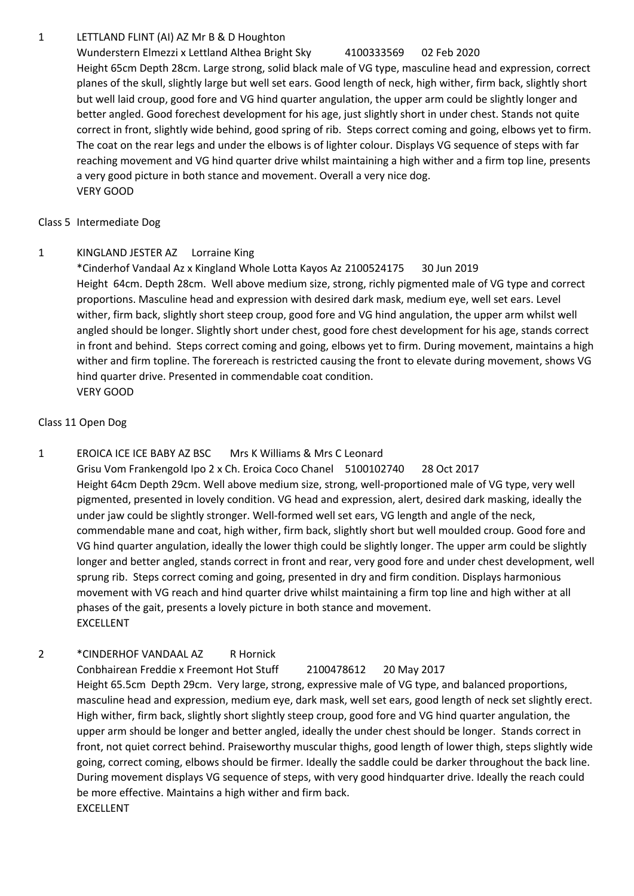1 LETTLAND FLINT (AI) AZ Mr B & D Houghton

Wunderstern Elmezzi x Lettland Althea Bright Sky 4100333569 02 Feb 2020

Height 65cm Depth 28cm. Large strong, solid black male of VG type, masculine head and expression, correct planes of the skull, slightly large but well set ears. Good length of neck, high wither, firm back, slightly short but well laid croup, good fore and VG hind quarter angulation, the upper arm could be slightly longer and better angled. Good forechest development for his age, just slightly short in under chest. Stands not quite correct in front, slightly wide behind, good spring of rib. Steps correct coming and going, elbows yet to firm. The coat on the rear legs and under the elbows is of lighter colour. Displays VG sequence of steps with far reaching movement and VG hind quarter drive whilst maintaining a high wither and a firm top line, presents a very good picture in both stance and movement. Overall a very nice dog.

VERY GOOD

Class 5 Intermediate Dog

1 KINGLAND JESTER AZ Lorraine King

*Cinderhof Vandaal Az x Kingland Whole Lotta Kayos Az 2100524175 30 Jun 2019

Height 64cm. Depth 28cm. Well above medium size, strong, richly pigmented male of VG type and correct proportions. Masculine head and expression with desired dark mask, medium eye, well set ears. Level wither, firm back, slightly short steep croup, good fore and VG hind angulation, the upper arm whilst well angled should be longer. Slightly short under chest, good fore chest development for his age, stands correct in front and behind. Steps correct coming and going, elbows yet to firm. During movement, maintains a high wither and firm topline. The forereach is restricted causing the front to elevate during movement, shows VG hind quarter drive. Presented in commendable coat condition.

VERY GOOD

Class 11 Open Dog

1 EROICA ICE ICE BABY AZ BSC Mrs K Williams & Mrs C Leonard

Grisu Vom Frankengold Ipo 2 x Ch. Eroica Coco Chanel 5100102740 28 Oct 2017

Height 64cm Depth 29cm. Well above medium size, strong, well-proportioned male of VG type, very well pigmented, presented in lovely condition. VG head and expression, alert, desired dark masking, ideally the under jaw could be slightly stronger. Well-formed well set ears, VG length and angle of the neck, commendable mane and coat, high wither, firm back, slightly short but well moulded croup. Good fore and VG hind quarter angulation, ideally the lower thigh could be slightly longer. The upper arm could be slightly longer and better angled, stands correct in front and rear, very good fore and under chest development, well sprung rib. Steps correct coming and going, presented in dry and firm condition. Displays harmonious movement with VG reach and hind quarter drive whilst maintaining a firm top line and high wither at all phases of the gait, presents a lovely picture in both stance and movement.

EXCELLENT

2 *CINDERHOF VANDAAL AZ R Hornick

Conbhairean Freddie x Freemont Hot Stuff 2100478612 20 May 2017

Height 65.5cm Depth 29cm. Very large, strong, expressive male of VG type, and balanced proportions, masculine head and expression, medium eye, dark mask, well set ears, good length of neck set slightly erect. High wither, firm back, slightly short slightly steep croup, good fore and VG hind quarter angulation, the upper arm should be longer and better angled, ideally the under chest should be longer. Stands correct in front, not quiet correct behind. Praiseworthy muscular thighs, good length of lower thigh, steps slightly wide going, correct coming, elbows should be firmer. Ideally the saddle could be darker throughout the back line. During movement displays VG sequence of steps, with very good hindquarter drive. Ideally the reach could be more effective. Maintains a high wither and firm back.

EXCELLENT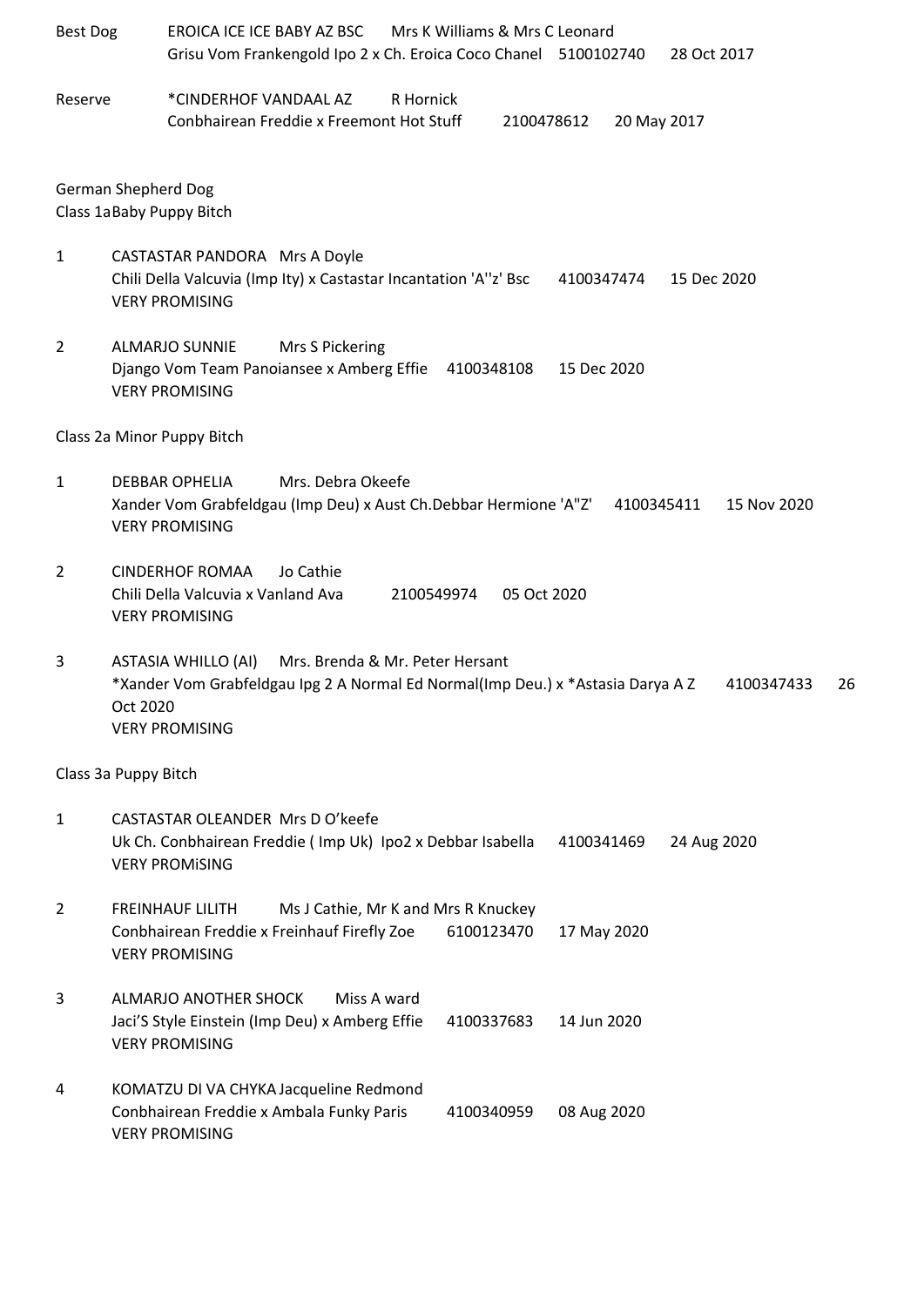Best Dog EROICA ICE ICE BABY AZ BSC Mrs K Williams & Mrs C Leonard
Grisu Vom Frankengold Ipo 2 x Ch. Eroica Coco Chanel 5100102740 28 Oct 2017

Reserve *CINDERHOF VANDAAL AZ R Hornick
Conbhairean Freddie x Freemont Hot Stuff 2100478612 20 May 2017

German Shepherd Dog
Class 1aBaby Puppy Bitch

1 CASTASTAR PANDORA Mrs A Doyle
Chili Della Valcuvia (Imp Ity) x Castastar Incantation 'A''z' Bsc 4100347474 15 Dec 2020
VERY PROMISING

2 ALMARJO SUNNIE Mrs S Pickering
Django Vom Team Panoiansee x Amberg Effie 4100348108 15 Dec 2020
VERY PROMISING

Class 2a Minor Puppy Bitch

1 DEBBAR OPHELIA Mrs. Debra Okeefe
Xander Vom Grabfeldgau (Imp Deu) x Aust Ch.Debbar Hermione 'A"Z' 4100345411 15 Nov 2020
VERY PROMISING

2 CINDERHOF ROMAA Jo Cathie
Chili Della Valcuvia x Vanland Ava 2100549974 05 Oct 2020
VERY PROMISING

3 ASTASIA WHILLO (AI) Mrs. Brenda & Mr. Peter Hersant
*Xander Vom Grabfeldgau Ipg 2 A Normal Ed Normal(Imp Deu.) x *Astasia Darya A Z 4100347433 26 Oct 2020
VERY PROMISING

Class 3a Puppy Bitch

1 CASTASTAR OLEANDER Mrs D O'keefe
Uk Ch. Conbhairean Freddie ( Imp Uk) Ipo2 x Debbar Isabella 4100341469 24 Aug 2020
VERY PROMiSING

2 FREINHAUF LILITH Ms J Cathie, Mr K and Mrs R Knuckey
Conbhairean Freddie x Freinhauf Firefly Zoe 6100123470 17 May 2020
VERY PROMISING

3 ALMARJO ANOTHER SHOCK Miss A ward
Jaci'S Style Einstein (Imp Deu) x Amberg Effie 4100337683 14 Jun 2020
VERY PROMISING

4 KOMATZU DI VA CHYKA Jacqueline Redmond
Conbhairean Freddie x Ambala Funky Paris 4100340959 08 Aug 2020
VERY PROMISING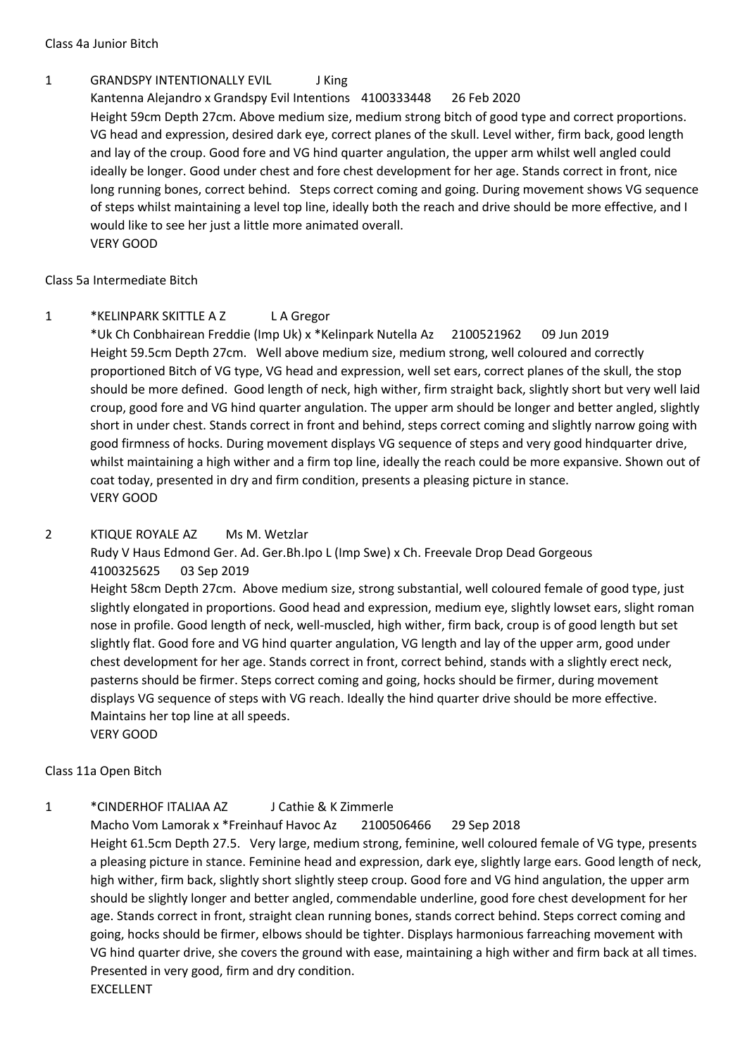Class 4a Junior Bitch

1 GRANDSPY INTENTIONALLY EVIL J King

Kantenna Alejandro x Grandspy Evil Intentions 4100333448 26 Feb 2020

Height 59cm Depth 27cm. Above medium size, medium strong bitch of good type and correct proportions. VG head and expression, desired dark eye, correct planes of the skull. Level wither, firm back, good length and lay of the croup. Good fore and VG hind quarter angulation, the upper arm whilst well angled could ideally be longer. Good under chest and fore chest development for her age. Stands correct in front, nice long running bones, correct behind. Steps correct coming and going. During movement shows VG sequence of steps whilst maintaining a level top line, ideally both the reach and drive should be more effective, and I would like to see her just a little more animated overall.

VERY GOOD

Class 5a Intermediate Bitch

1 *KELINPARK SKITTLE A Z L A Gregor

*Uk Ch Conbhairean Freddie (Imp Uk) x *Kelinpark Nutella Az 2100521962 09 Jun 2019

Height 59.5cm Depth 27cm. Well above medium size, medium strong, well coloured and correctly proportioned Bitch of VG type, VG head and expression, well set ears, correct planes of the skull, the stop should be more defined. Good length of neck, high wither, firm straight back, slightly short but very well laid croup, good fore and VG hind quarter angulation. The upper arm should be longer and better angled, slightly short in under chest. Stands correct in front and behind, steps correct coming and slightly narrow going with good firmness of hocks. During movement displays VG sequence of steps and very good hindquarter drive, whilst maintaining a high wither and a firm top line, ideally the reach could be more expansive. Shown out of coat today, presented in dry and firm condition, presents a pleasing picture in stance.

VERY GOOD

2 KTIQUE ROYALE AZ Ms M. Wetzlar

Rudy V Haus Edmond Ger. Ad. Ger.Bh.Ipo L (Imp Swe) x Ch. Freevale Drop Dead Gorgeous

4100325625 03 Sep 2019

Height 58cm Depth 27cm. Above medium size, strong substantial, well coloured female of good type, just slightly elongated in proportions. Good head and expression, medium eye, slightly lowset ears, slight roman nose in profile. Good length of neck, well-muscled, high wither, firm back, croup is of good length but set slightly flat. Good fore and VG hind quarter angulation, VG length and lay of the upper arm, good under chest development for her age. Stands correct in front, correct behind, stands with a slightly erect neck, pasterns should be firmer. Steps correct coming and going, hocks should be firmer, during movement displays VG sequence of steps with VG reach. Ideally the hind quarter drive should be more effective. Maintains her top line at all speeds.

VERY GOOD

Class 11a Open Bitch

1 *CINDERHOF ITALIAA AZ J Cathie & K Zimmerle

Macho Vom Lamorak x *Freinhauf Havoc Az 2100506466 29 Sep 2018

Height 61.5cm Depth 27.5. Very large, medium strong, feminine, well coloured female of VG type, presents a pleasing picture in stance. Feminine head and expression, dark eye, slightly large ears. Good length of neck, high wither, firm back, slightly short slightly steep croup. Good fore and VG hind angulation, the upper arm should be slightly longer and better angled, commendable underline, good fore chest development for her age. Stands correct in front, straight clean running bones, stands correct behind. Steps correct coming and going, hocks should be firmer, elbows should be tighter. Displays harmonious farreaching movement with VG hind quarter drive, she covers the ground with ease, maintaining a high wither and firm back at all times. Presented in very good, firm and dry condition.

EXCELLENT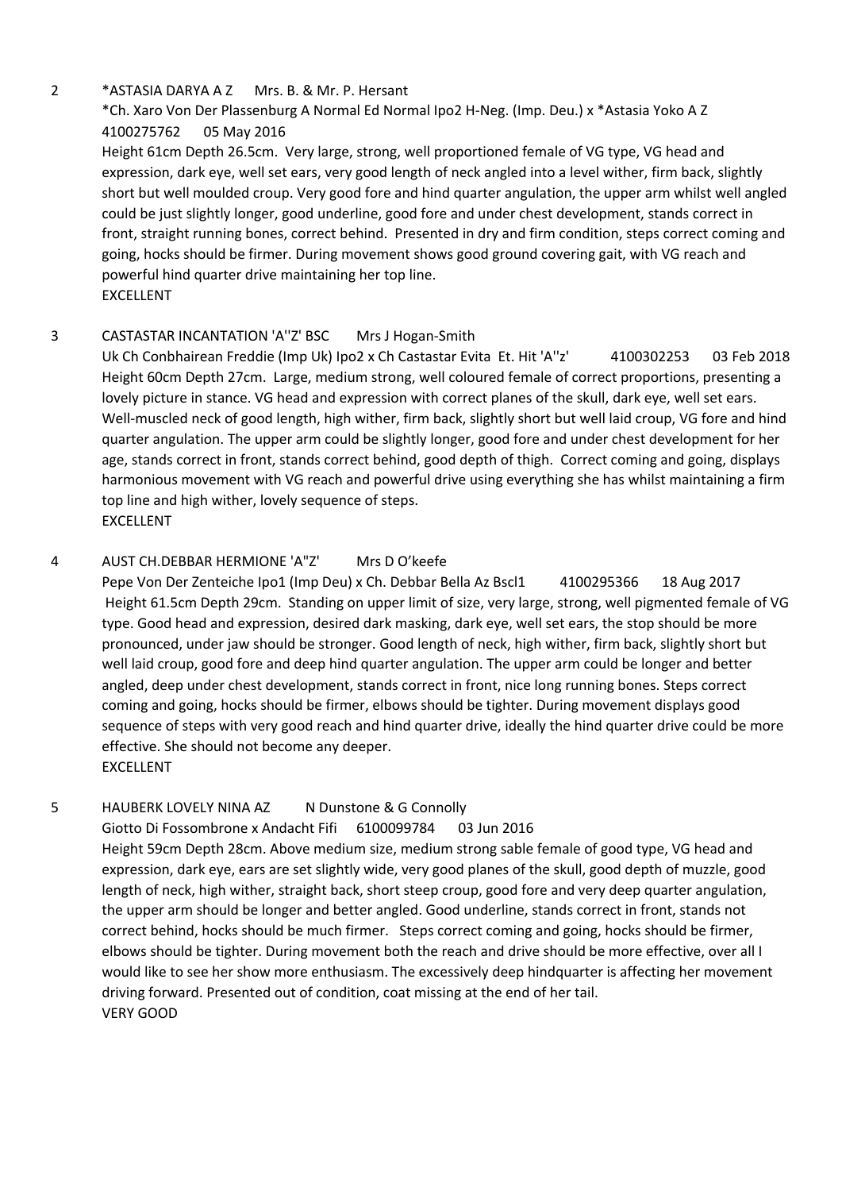2 *ASTASIA DARYA A Z Mrs. B. & Mr. P. Hersant

*Ch. Xaro Von Der Plassenburg A Normal Ed Normal Ipo2 H-Neg. (Imp. Deu.) x *Astasia Yoko A Z 4100275762 05 May 2016

Height 61cm Depth 26.5cm. Very large, strong, well proportioned female of VG type, VG head and expression, dark eye, well set ears, very good length of neck angled into a level wither, firm back, slightly short but well moulded croup. Very good fore and hind quarter angulation, the upper arm whilst well angled could be just slightly longer, good underline, good fore and under chest development, stands correct in front, straight running bones, correct behind. Presented in dry and firm condition, steps correct coming and going, hocks should be firmer. During movement shows good ground covering gait, with VG reach and powerful hind quarter drive maintaining her top line.

EXCELLENT

3 CASTASTAR INCANTATION 'A''Z' BSC Mrs J Hogan-Smith

Uk Ch Conbhairean Freddie (Imp Uk) Ipo2 x Ch Castastar Evita Et. Hit 'A''z' 4100302253 03 Feb 2018

Height 60cm Depth 27cm. Large, medium strong, well coloured female of correct proportions, presenting a lovely picture in stance. VG head and expression with correct planes of the skull, dark eye, well set ears. Well-muscled neck of good length, high wither, firm back, slightly short but well laid croup, VG fore and hind quarter angulation. The upper arm could be slightly longer, good fore and under chest development for her age, stands correct in front, stands correct behind, good depth of thigh. Correct coming and going, displays harmonious movement with VG reach and powerful drive using everything she has whilst maintaining a firm top line and high wither, lovely sequence of steps.

EXCELLENT

4 AUST CH.DEBBAR HERMIONE 'A"Z' Mrs D O'keefe

Pepe Von Der Zenteiche Ipo1 (Imp Deu) x Ch. Debbar Bella Az Bscl1 4100295366 18 Aug 2017

Height 61.5cm Depth 29cm. Standing on upper limit of size, very large, strong, well pigmented female of VG type. Good head and expression, desired dark masking, dark eye, well set ears, the stop should be more pronounced, under jaw should be stronger. Good length of neck, high wither, firm back, slightly short but well laid croup, good fore and deep hind quarter angulation. The upper arm could be longer and better angled, deep under chest development, stands correct in front, nice long running bones. Steps correct coming and going, hocks should be firmer, elbows should be tighter. During movement displays good sequence of steps with very good reach and hind quarter drive, ideally the hind quarter drive could be more effective. She should not become any deeper.

EXCELLENT

5 HAUBERK LOVELY NINA AZ N Dunstone & G Connolly

Giotto Di Fossombrone x Andacht Fifi 6100099784 03 Jun 2016

Height 59cm Depth 28cm. Above medium size, medium strong sable female of good type, VG head and expression, dark eye, ears are set slightly wide, very good planes of the skull, good depth of muzzle, good length of neck, high wither, straight back, short steep croup, good fore and very deep quarter angulation, the upper arm should be longer and better angled. Good underline, stands correct in front, stands not correct behind, hocks should be much firmer. Steps correct coming and going, hocks should be firmer, elbows should be tighter. During movement both the reach and drive should be more effective, over all I would like to see her show more enthusiasm. The excessively deep hindquarter is affecting her movement driving forward. Presented out of condition, coat missing at the end of her tail.

VERY GOOD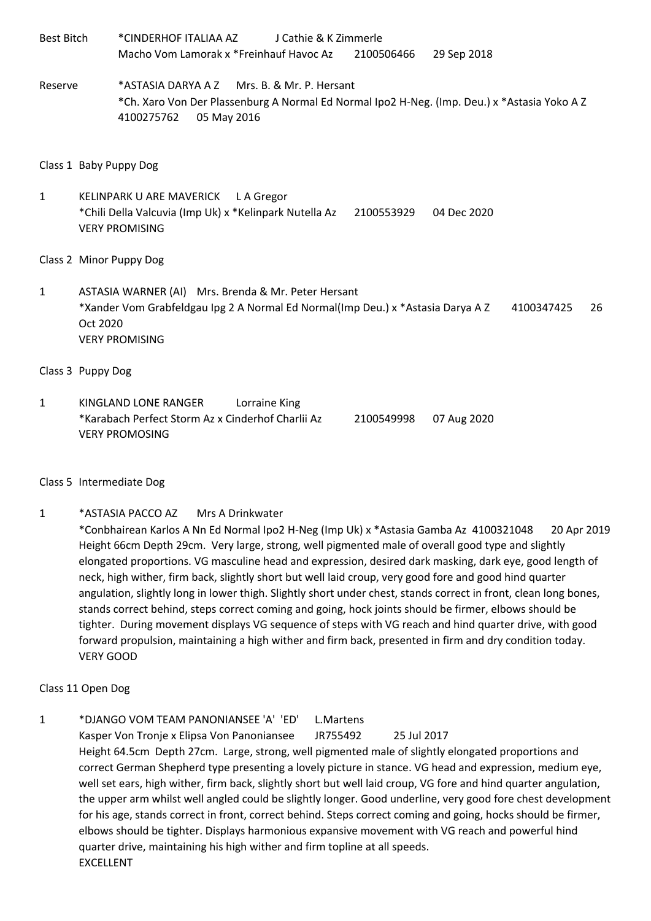Best Bitch	*CINDERHOF ITALIAA AZ	J Cathie & K Zimmerle
Macho Vom Lamorak x *Freinhauf Havoc Az	2100506466	29 Sep 2018

Reserve	*ASTASIA DARYA A Z	Mrs. B. & Mr. P. Hersant
*Ch. Xaro Von Der Plassenburg A Normal Ed Normal Ipo2 H-Neg. (Imp. Deu.) x *Astasia Yoko A Z
4100275762	05 May 2016

Class 1 Baby Puppy Dog

1	KELINPARK U ARE MAVERICK	L A Gregor
*Chili Della Valcuvia (Imp Uk) x *Kelinpark Nutella Az	2100553929	04 Dec 2020
VERY PROMISING

Class 2 Minor Puppy Dog

1	ASTASIA WARNER (AI)	Mrs. Brenda & Mr. Peter Hersant
*Xander Vom Grabfeldgau Ipg 2 A Normal Ed Normal(Imp Deu.) x *Astasia Darya A Z	4100347425	26 Oct 2020
VERY PROMISING

Class 3 Puppy Dog

1	KINGLAND LONE RANGER	Lorraine King
*Karabach Perfect Storm Az x Cinderhof Charlii Az	2100549998	07 Aug 2020
VERY PROMOSING

Class 5 Intermediate Dog

1	*ASTASIA PACCO AZ	Mrs A Drinkwater
*Conbhairean Karlos A Nn Ed Normal Ipo2 H-Neg (Imp Uk) x *Astasia Gamba Az	4100321048	20 Apr 2019
Height 66cm Depth 29cm. Very large, strong, well pigmented male of overall good type and slightly elongated proportions. VG masculine head and expression, desired dark masking, dark eye, good length of neck, high wither, firm back, slightly short but well laid croup, very good fore and good hind quarter angulation, slightly long in lower thigh. Slightly short under chest, stands correct in front, clean long bones, stands correct behind, steps correct coming and going, hock joints should be firmer, elbows should be tighter. During movement displays VG sequence of steps with VG reach and hind quarter drive, with good forward propulsion, maintaining a high wither and firm back, presented in firm and dry condition today.
VERY GOOD

Class 11 Open Dog

1	*DJANGO VOM TEAM PANONIANSEE 'A' 'ED'	L.Martens
Kasper Von Tronje x Elipsa Von Panoniansee	JR755492	25 Jul 2017
Height 64.5cm Depth 27cm. Large, strong, well pigmented male of slightly elongated proportions and correct German Shepherd type presenting a lovely picture in stance. VG head and expression, medium eye, well set ears, high wither, firm back, slightly short but well laid croup, VG fore and hind quarter angulation, the upper arm whilst well angled could be slightly longer. Good underline, very good fore chest development for his age, stands correct in front, correct behind. Steps correct coming and going, hocks should be firmer, elbows should be tighter. Displays harmonious expansive movement with VG reach and powerful hind quarter drive, maintaining his high wither and firm topline at all speeds.
EXCELLENT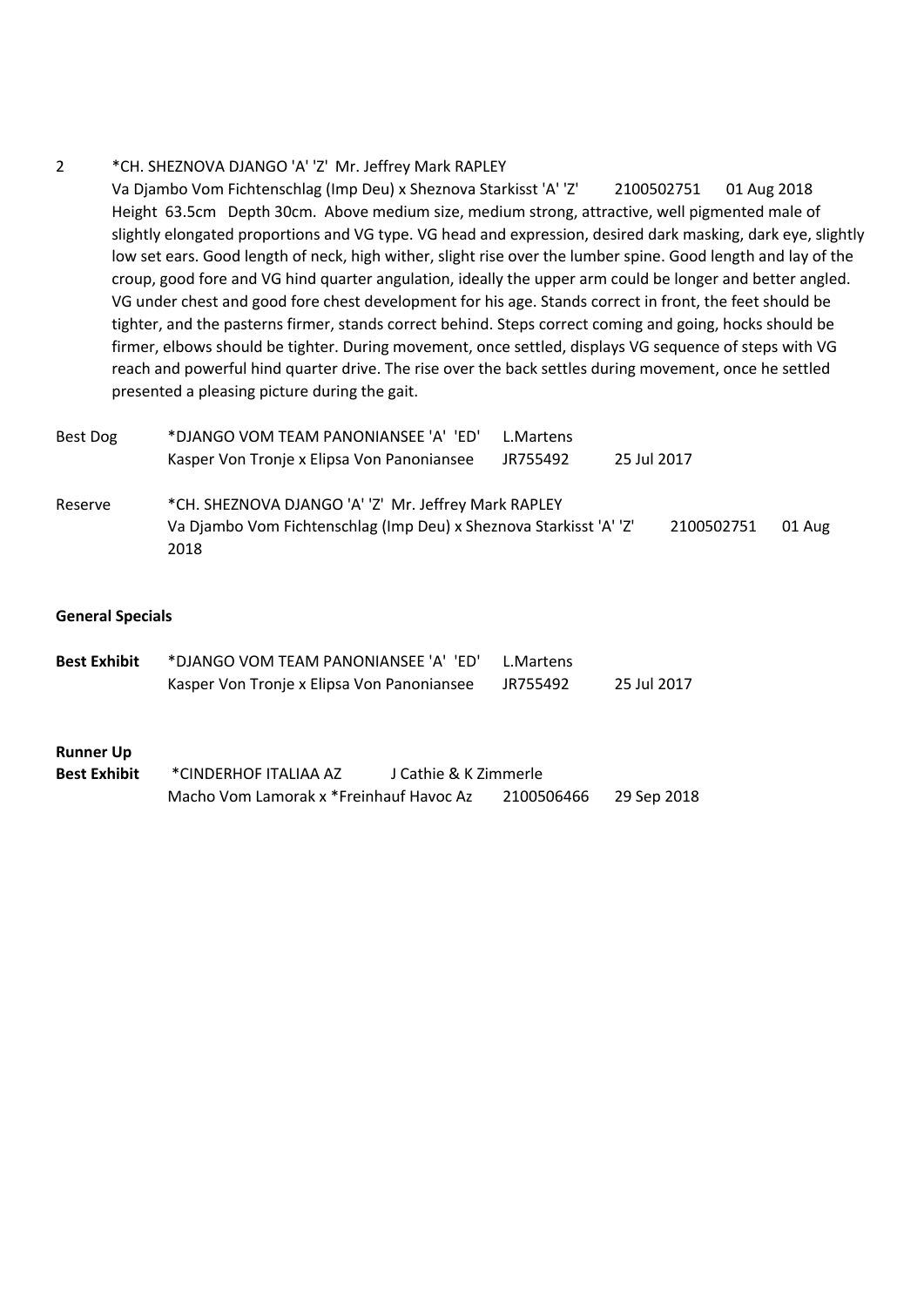2 *CH. SHEZNOVA DJANGO 'A' 'Z' Mr. Jeffrey Mark RAPLEY

Va Djambo Vom Fichtenschlag (Imp Deu) x Sheznova Starkisst 'A' 'Z' 2100502751 01 Aug 2018

Height 63.5cm Depth 30cm. Above medium size, medium strong, attractive, well pigmented male of slightly elongated proportions and VG type. VG head and expression, desired dark masking, dark eye, slightly low set ears. Good length of neck, high wither, slight rise over the lumber spine. Good length and lay of the croup, good fore and VG hind quarter angulation, ideally the upper arm could be longer and better angled. VG under chest and good fore chest development for his age. Stands correct in front, the feet should be tighter, and the pasterns firmer, stands correct behind. Steps correct coming and going, hocks should be firmer, elbows should be tighter. During movement, once settled, displays VG sequence of steps with VG reach and powerful hind quarter drive. The rise over the back settles during movement, once he settled presented a pleasing picture during the gait.

| | | | | |
|---|---|---|---|---|
| Best Dog | *DJANGO VOM TEAM PANONIANSEE 'A' 'ED' | L.Martens | | |
| | Kasper Von Tronje x Elipsa Von Panoniansee | JR755492 | 25 Jul 2017 | |
| Reserve | *CH. SHEZNOVA DJANGO 'A' 'Z' Mr. Jeffrey Mark RAPLEY | | | |
| | Va Djambo Vom Fichtenschlag (Imp Deu) x Sheznova Starkisst 'A' 'Z' | | 2100502751 | 01 Aug 2018 |

**General Specials**

| | | | |
|---|---|---|---|
| **Best Exhibit** | *DJANGO VOM TEAM PANONIANSEE 'A' 'ED' | L.Martens | |
| | Kasper Von Tronje x Elipsa Von Panoniansee | JR755492 | 25 Jul 2017 |
| **Runner Up Best Exhibit** | *CINDERHOF ITALIAA AZ | J Cathie & K Zimmerle | |
| | Macho Vom Lamorak x *Freinhauf Havoc Az | 2100506466 | 29 Sep 2018 |